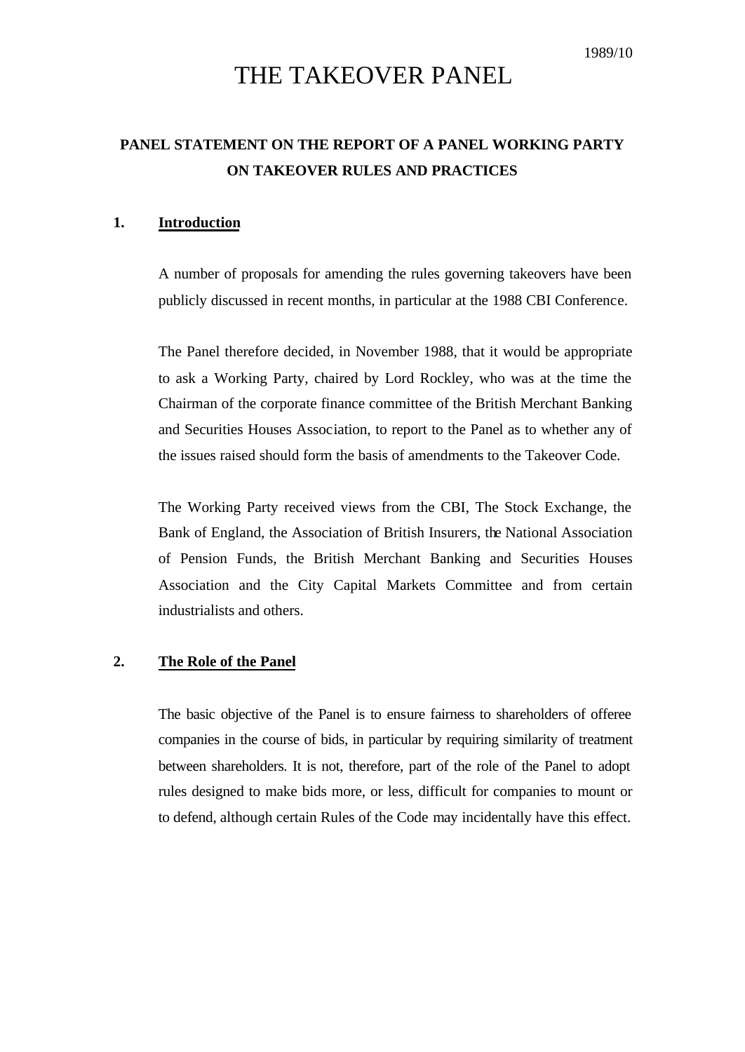1989/10

# THE TAKEOVER PANEL

## PANEL STATEMENT ON THE REPORT OF A PANEL WORKING PARTY ON TAKEOVER RULES AND PRACTICES

### 1. Introduction

A number of proposals for amending the rules governing takeovers have been publicly discussed in recent months, in particular at the 1988 CBI Conference.

The Panel therefore decided, in November 1988, that it would be appropriate to ask a Working Party, chaired by Lord Rockley, who was at the time the Chairman of the corporate finance committee of the British Merchant Banking and Securities Houses Association, to report to the Panel as to whether any of the issues raised should form the basis of amendments to the Takeover Code.

The Working Party received views from the CBI, The Stock Exchange, the Bank of England, the Association of British Insurers, the National Association of Pension Funds, the British Merchant Banking and Securities Houses Association and the City Capital Markets Committee and from certain industrialists and others.

### 2. The Role of the Panel

The basic objective of the Panel is to ensure fairness to shareholders of offeree companies in the course of bids, in particular by requiring similarity of treatment between shareholders. It is not, therefore, part of the role of the Panel to adopt rules designed to make bids more, or less, difficult for companies to mount or to defend, although certain Rules of the Code may incidentally have this effect.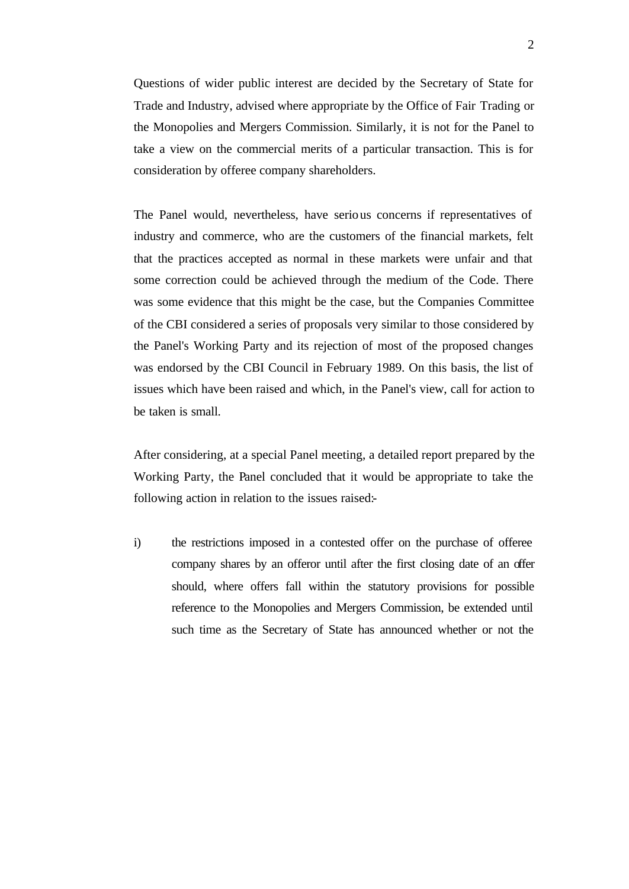Questions of wider public interest are decided by the Secretary of State for Trade and Industry, advised where appropriate by the Office of Fair Trading or the Monopolies and Mergers Commission. Similarly, it is not for the Panel to take a view on the commercial merits of a particular transaction. This is for consideration by offeree company shareholders.

The Panel would, nevertheless, have serious concerns if representatives of industry and commerce, who are the customers of the financial markets, felt that the practices accepted as normal in these markets were unfair and that some correction could be achieved through the medium of the Code. There was some evidence that this might be the case, but the Companies Committee of the CBI considered a series of proposals very similar to those considered by the Panel's Working Party and its rejection of most of the proposed changes was endorsed by the CBI Council in February 1989. On this basis, the list of issues which have been raised and which, in the Panel's view, call for action to be taken is small.

After considering, at a special Panel meeting, a detailed report prepared by the Working Party, the Panel concluded that it would be appropriate to take the following action in relation to the issues raised:-

i) the restrictions imposed in a contested offer on the purchase of offeree company shares by an offeror until after the first closing date of an offer should, where offers fall within the statutory provisions for possible reference to the Monopolies and Mergers Commission, be extended until such time as the Secretary of State has announced whether or not the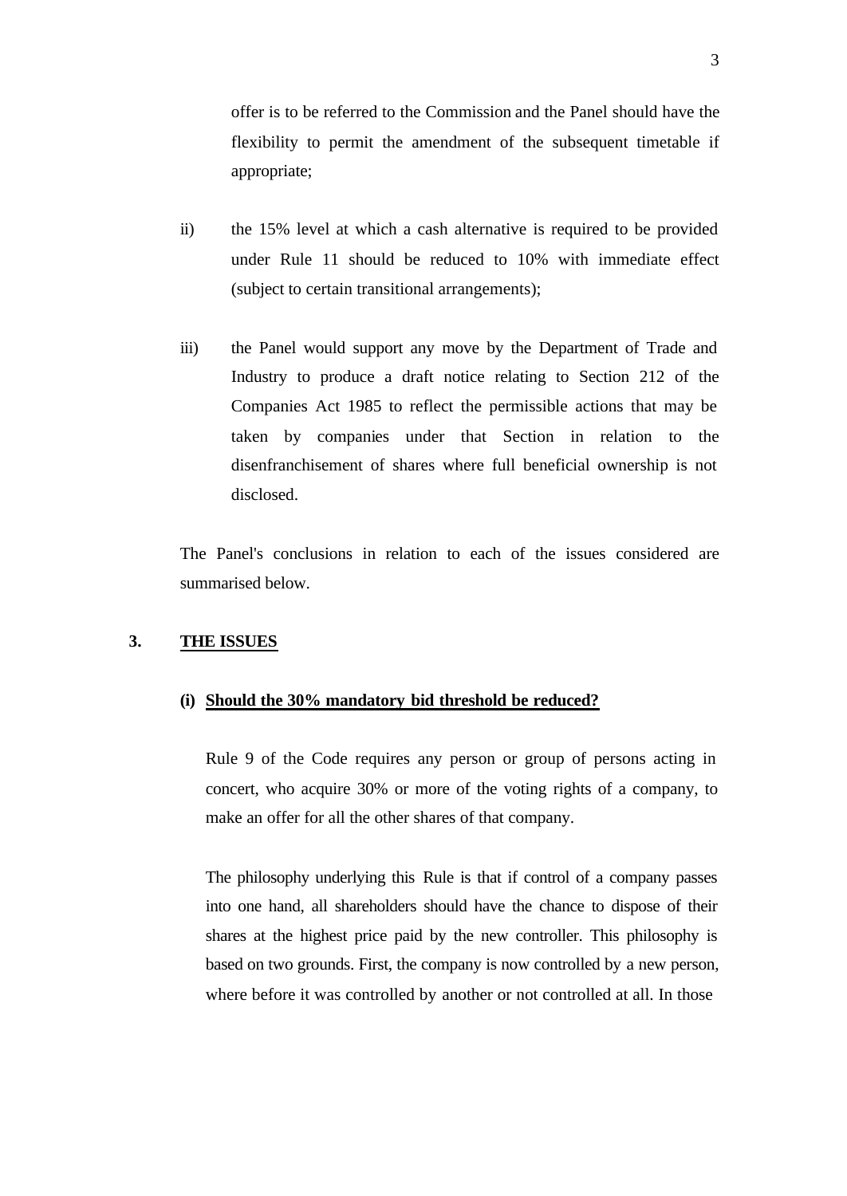offer is to be referred to the Commission and the Panel should have the flexibility to permit the amendment of the subsequent timetable if appropriate;

ii) the 15% level at which a cash alternative is required to be provided under Rule 11 should be reduced to 10% with immediate effect (subject to certain transitional arrangements);

iii) the Panel would support any move by the Department of Trade and Industry to produce a draft notice relating to Section 212 of the Companies Act 1985 to reflect the permissible actions that may be taken by companies under that Section in relation to the disenfranchisement of shares where full beneficial ownership is not disclosed.

The Panel's conclusions in relation to each of the issues considered are summarised below.

## 3. THE ISSUES

### (i) Should the 30% mandatory bid threshold be reduced?

Rule 9 of the Code requires any person or group of persons acting in concert, who acquire 30% or more of the voting rights of a company, to make an offer for all the other shares of that company.

The philosophy underlying this Rule is that if control of a company passes into one hand, all shareholders should have the chance to dispose of their shares at the highest price paid by the new controller. This philosophy is based on two grounds. First, the company is now controlled by a new person, where before it was controlled by another or not controlled at all. In those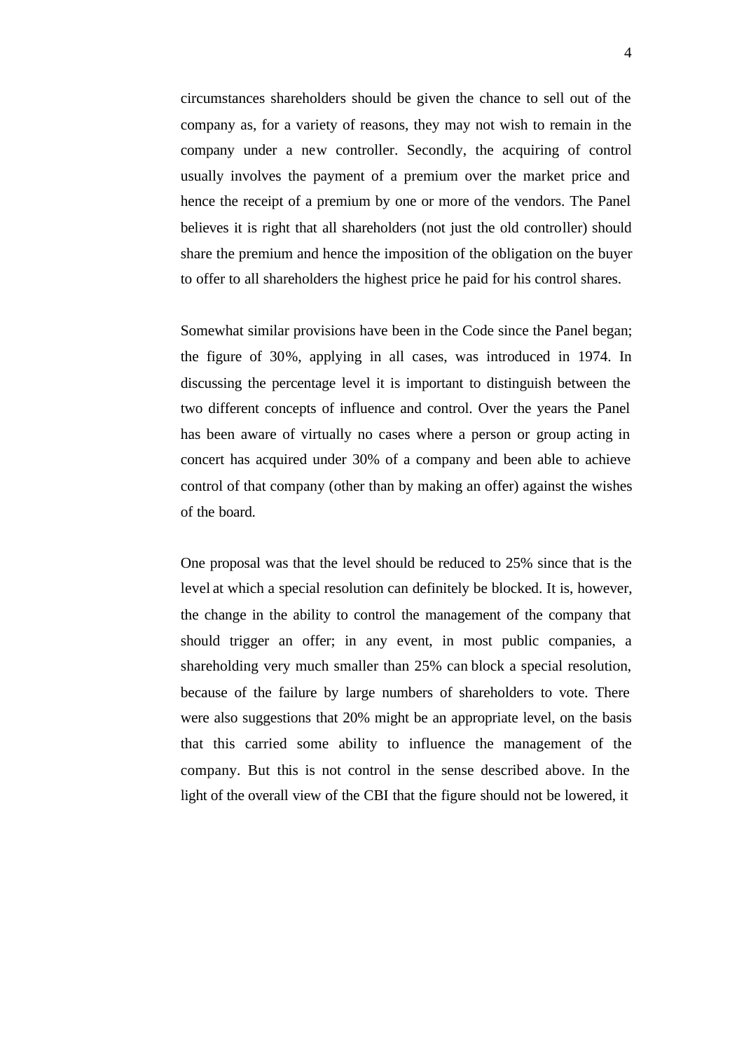circumstances shareholders should be given the chance to sell out of the company as, for a variety of reasons, they may not wish to remain in the company under a new controller. Secondly, the acquiring of control usually involves the payment of a premium over the market price and hence the receipt of a premium by one or more of the vendors. The Panel believes it is right that all shareholders (not just the old controller) should share the premium and hence the imposition of the obligation on the buyer to offer to all shareholders the highest price he paid for his control shares.

Somewhat similar provisions have been in the Code since the Panel began; the figure of 30%, applying in all cases, was introduced in 1974. In discussing the percentage level it is important to distinguish between the two different concepts of influence and control. Over the years the Panel has been aware of virtually no cases where a person or group acting in concert has acquired under 30% of a company and been able to achieve control of that company (other than by making an offer) against the wishes of the board.

One proposal was that the level should be reduced to 25% since that is the level at which a special resolution can definitely be blocked. It is, however, the change in the ability to control the management of the company that should trigger an offer; in any event, in most public companies, a shareholding very much smaller than 25% can block a special resolution, because of the failure by large numbers of shareholders to vote. There were also suggestions that 20% might be an appropriate level, on the basis that this carried some ability to influence the management of the company. But this is not control in the sense described above. In the light of the overall view of the CBI that the figure should not be lowered, it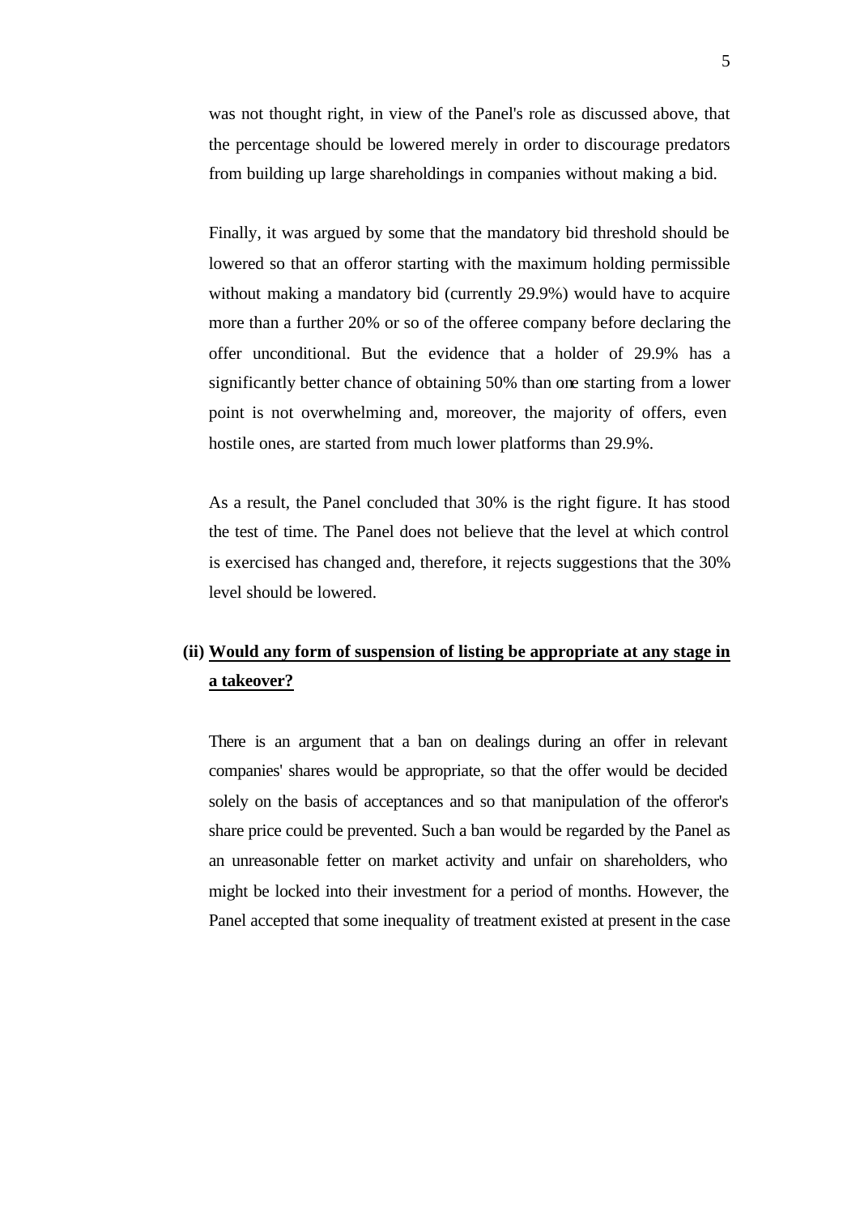was not thought right, in view of the Panel's role as discussed above, that the percentage should be lowered merely in order to discourage predators from building up large shareholdings in companies without making a bid.

Finally, it was argued by some that the mandatory bid threshold should be lowered so that an offeror starting with the maximum holding permissible without making a mandatory bid (currently 29.9%) would have to acquire more than a further 20% or so of the offeree company before declaring the offer unconditional. But the evidence that a holder of 29.9% has a significantly better chance of obtaining 50% than one starting from a lower point is not overwhelming and, moreover, the majority of offers, even hostile ones, are started from much lower platforms than 29.9%.

As a result, the Panel concluded that 30% is the right figure. It has stood the test of time. The Panel does not believe that the level at which control is exercised has changed and, therefore, it rejects suggestions that the 30% level should be lowered.

**(ii) <u>Would any form of suspension of listing be appropriate at any stage in a takeover?</u>**

There is an argument that a ban on dealings during an offer in relevant companies' shares would be appropriate, so that the offer would be decided solely on the basis of acceptances and so that manipulation of the offeror's share price could be prevented. Such a ban would be regarded by the Panel as an unreasonable fetter on market activity and unfair on shareholders, who might be locked into their investment for a period of months. However, the Panel accepted that some inequality of treatment existed at present in the case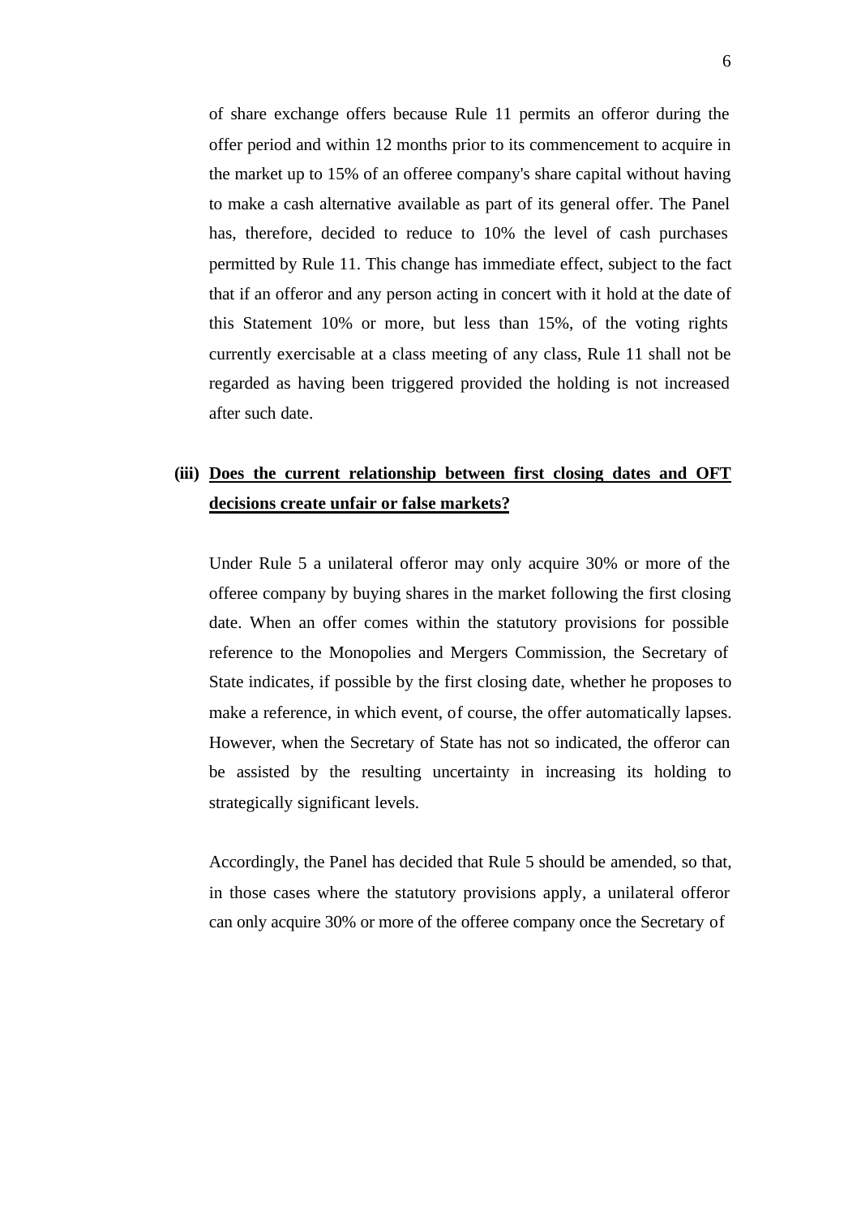of share exchange offers because Rule 11 permits an offeror during the offer period and within 12 months prior to its commencement to acquire in the market up to 15% of an offeree company's share capital without having to make a cash alternative available as part of its general offer. The Panel has, therefore, decided to reduce to 10% the level of cash purchases permitted by Rule 11. This change has immediate effect, subject to the fact that if an offeror and any person acting in concert with it hold at the date of this Statement 10% or more, but less than 15%, of the voting rights currently exercisable at a class meeting of any class, Rule 11 shall not be regarded as having been triggered provided the holding is not increased after such date.

**(iii) <u>Does the current relationship between first closing dates and OFT decisions create unfair or false markets?</u>**

Under Rule 5 a unilateral offeror may only acquire 30% or more of the offeree company by buying shares in the market following the first closing date. When an offer comes within the statutory provisions for possible reference to the Monopolies and Mergers Commission, the Secretary of State indicates, if possible by the first closing date, whether he proposes to make a reference, in which event, of course, the offer automatically lapses. However, when the Secretary of State has not so indicated, the offeror can be assisted by the resulting uncertainty in increasing its holding to strategically significant levels.

Accordingly, the Panel has decided that Rule 5 should be amended, so that, in those cases where the statutory provisions apply, a unilateral offeror can only acquire 30% or more of the offeree company once the Secretary of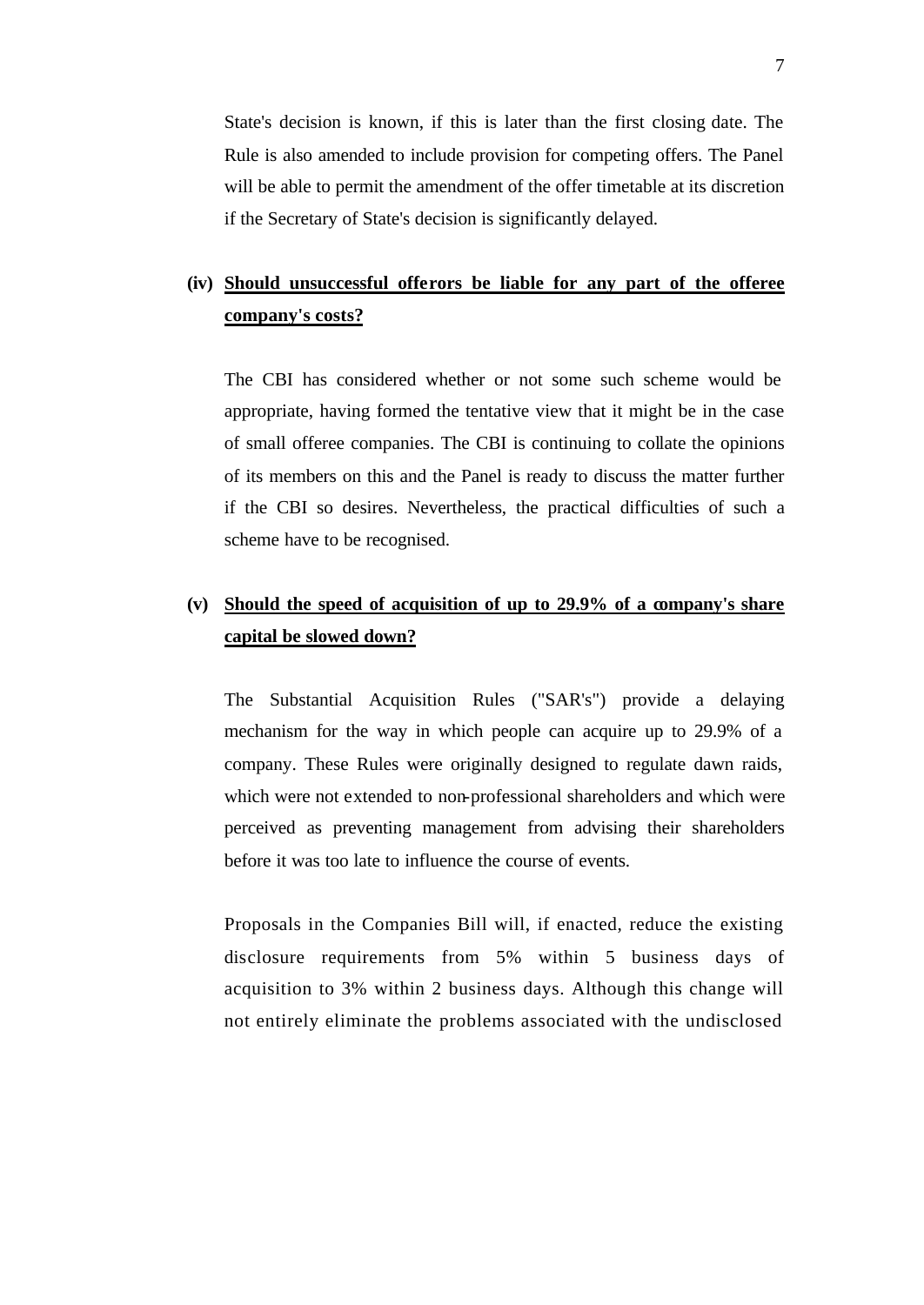State's decision is known, if this is later than the first closing date. The Rule is also amended to include provision for competing offers. The Panel will be able to permit the amendment of the offer timetable at its discretion if the Secretary of State's decision is significantly delayed.

**(iv) <u>Should unsuccessful offerors be liable for any part of the offeree company's costs?</u>**

The CBI has considered whether or not some such scheme would be appropriate, having formed the tentative view that it might be in the case of small offeree companies. The CBI is continuing to collate the opinions of its members on this and the Panel is ready to discuss the matter further if the CBI so desires. Nevertheless, the practical difficulties of such a scheme have to be recognised.

**(v) <u>Should the speed of acquisition of up to 29.9% of a company's share capital be slowed down?</u>**

The Substantial Acquisition Rules ("SAR's") provide a delaying mechanism for the way in which people can acquire up to 29.9% of a company. These Rules were originally designed to regulate dawn raids, which were not extended to non-professional shareholders and which were perceived as preventing management from advising their shareholders before it was too late to influence the course of events.

Proposals in the Companies Bill will, if enacted, reduce the existing disclosure requirements from 5% within 5 business days of acquisition to 3% within 2 business days. Although this change will not entirely eliminate the problems associated with the undisclosed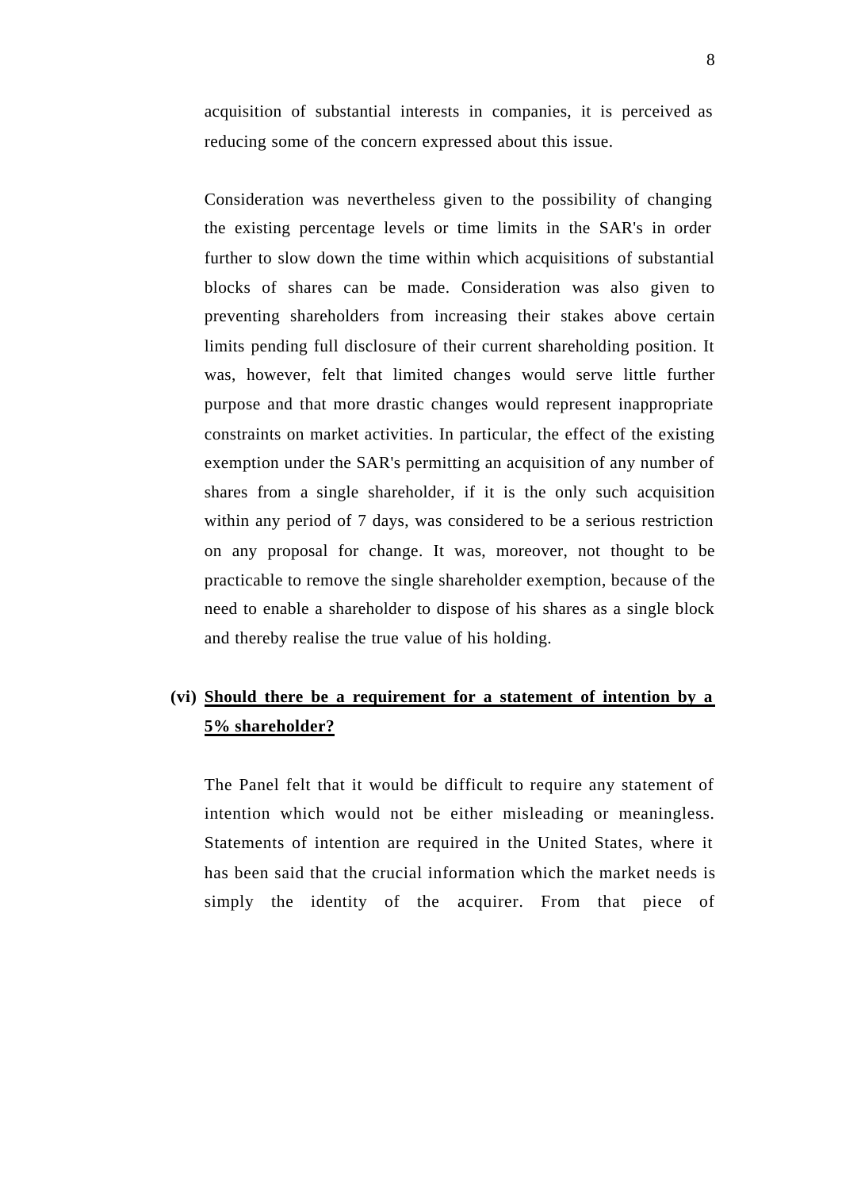acquisition of substantial interests in companies, it is perceived as reducing some of the concern expressed about this issue.

Consideration was nevertheless given to the possibility of changing the existing percentage levels or time limits in the SAR's in order further to slow down the time within which acquisitions of substantial blocks of shares can be made. Consideration was also given to preventing shareholders from increasing their stakes above certain limits pending full disclosure of their current shareholding position. It was, however, felt that limited changes would serve little further purpose and that more drastic changes would represent inappropriate constraints on market activities. In particular, the effect of the existing exemption under the SAR's permitting an acquisition of any number of shares from a single shareholder, if it is the only such acquisition within any period of 7 days, was considered to be a serious restriction on any proposal for change. It was, moreover, not thought to be practicable to remove the single shareholder exemption, because of the need to enable a shareholder to dispose of his shares as a single block and thereby realise the true value of his holding.

**(vi) <u>Should there be a requirement for a statement of intention by a 5% shareholder?</u>**

The Panel felt that it would be difficult to require any statement of intention which would not be either misleading or meaningless. Statements of intention are required in the United States, where it has been said that the crucial information which the market needs is simply the identity of the acquirer. From that piece of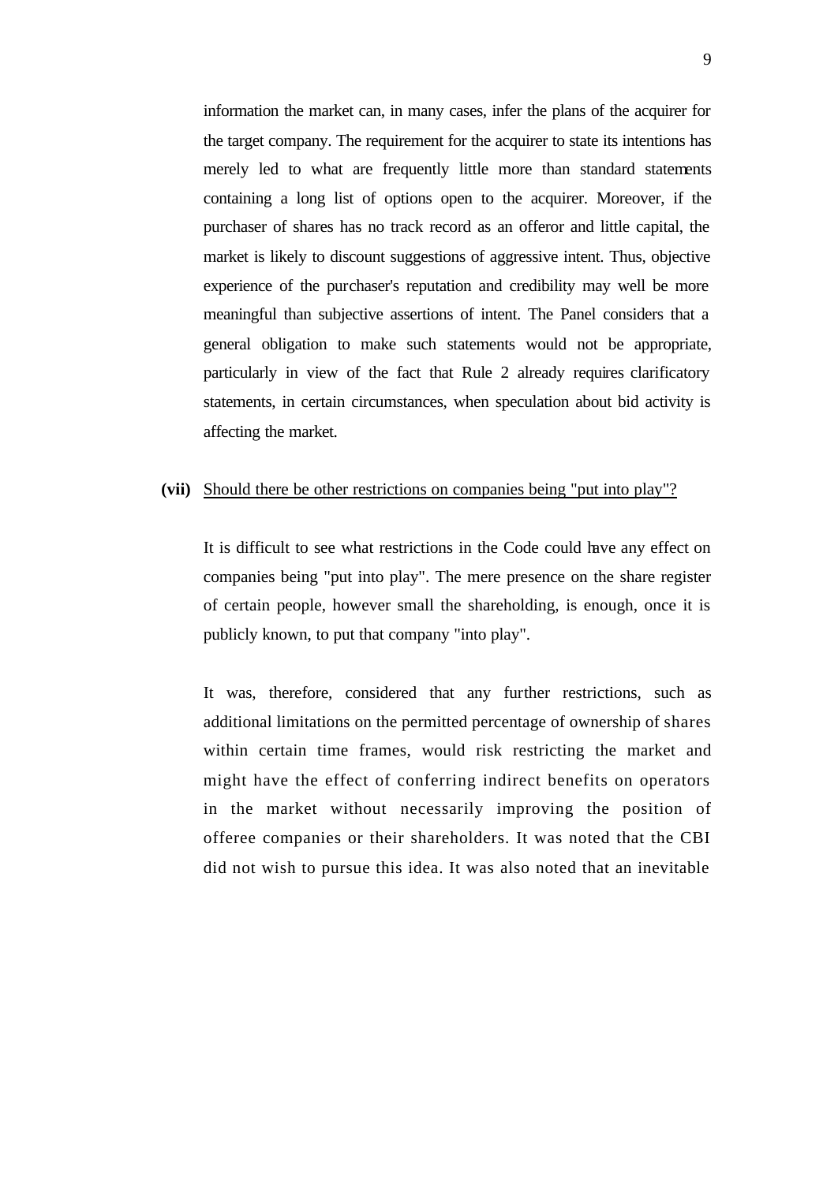information the market can, in many cases, infer the plans of the acquirer for the target company. The requirement for the acquirer to state its intentions has merely led to what are frequently little more than standard statements containing a long list of options open to the acquirer. Moreover, if the purchaser of shares has no track record as an offeror and little capital, the market is likely to discount suggestions of aggressive intent. Thus, objective experience of the purchaser's reputation and credibility may well be more meaningful than subjective assertions of intent. The Panel considers that a general obligation to make such statements would not be appropriate, particularly in view of the fact that Rule 2 already requires clarificatory statements, in certain circumstances, when speculation about bid activity is affecting the market.

**(vii)** Should there be other restrictions on companies being "put into play"?

It is difficult to see what restrictions in the Code could have any effect on companies being "put into play". The mere presence on the share register of certain people, however small the shareholding, is enough, once it is publicly known, to put that company "into play".

It was, therefore, considered that any further restrictions, such as additional limitations on the permitted percentage of ownership of shares within certain time frames, would risk restricting the market and might have the effect of conferring indirect benefits on operators in the market without necessarily improving the position of offeree companies or their shareholders. It was noted that the CBI did not wish to pursue this idea. It was also noted that an inevitable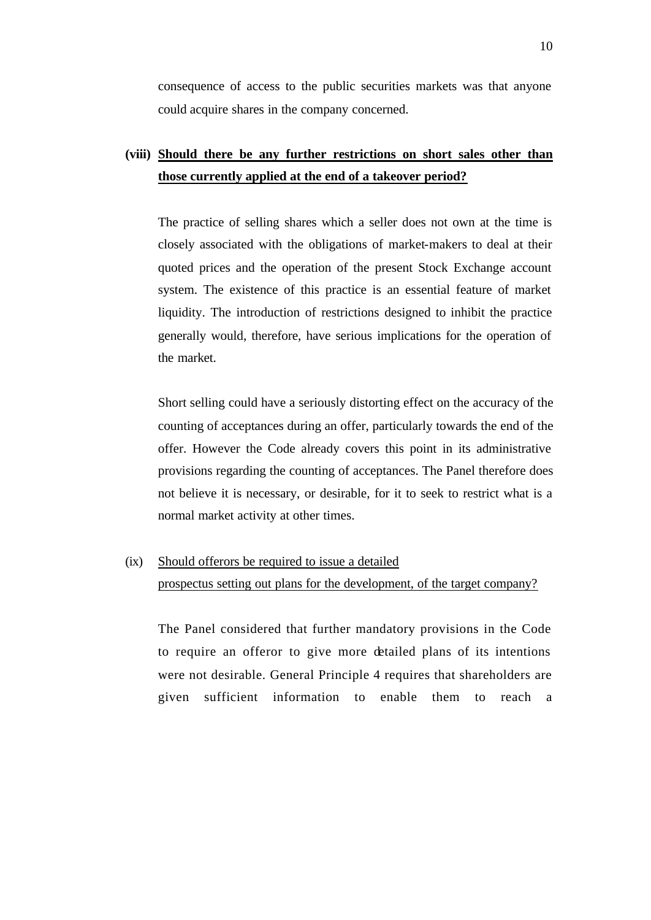consequence of access to the public securities markets was that anyone could acquire shares in the company concerned.

**(viii) <u>Should there be any further restrictions on short sales other than those currently applied at the end of a takeover period?</u>**

The practice of selling shares which a seller does not own at the time is closely associated with the obligations of market-makers to deal at their quoted prices and the operation of the present Stock Exchange account system. The existence of this practice is an essential feature of market liquidity. The introduction of restrictions designed to inhibit the practice generally would, therefore, have serious implications for the operation of the market.

Short selling could have a seriously distorting effect on the accuracy of the counting of acceptances during an offer, particularly towards the end of the offer. However the Code already covers this point in its administrative provisions regarding the counting of acceptances. The Panel therefore does not believe it is necessary, or desirable, for it to seek to restrict what is a normal market activity at other times.

(ix) <u>Should offerors be required to issue a detailed prospectus setting out plans for the development, of the target company?</u>

The Panel considered that further mandatory provisions in the Code to require an offeror to give more detailed plans of its intentions were not desirable. General Principle 4 requires that shareholders are given sufficient information to enable them to reach a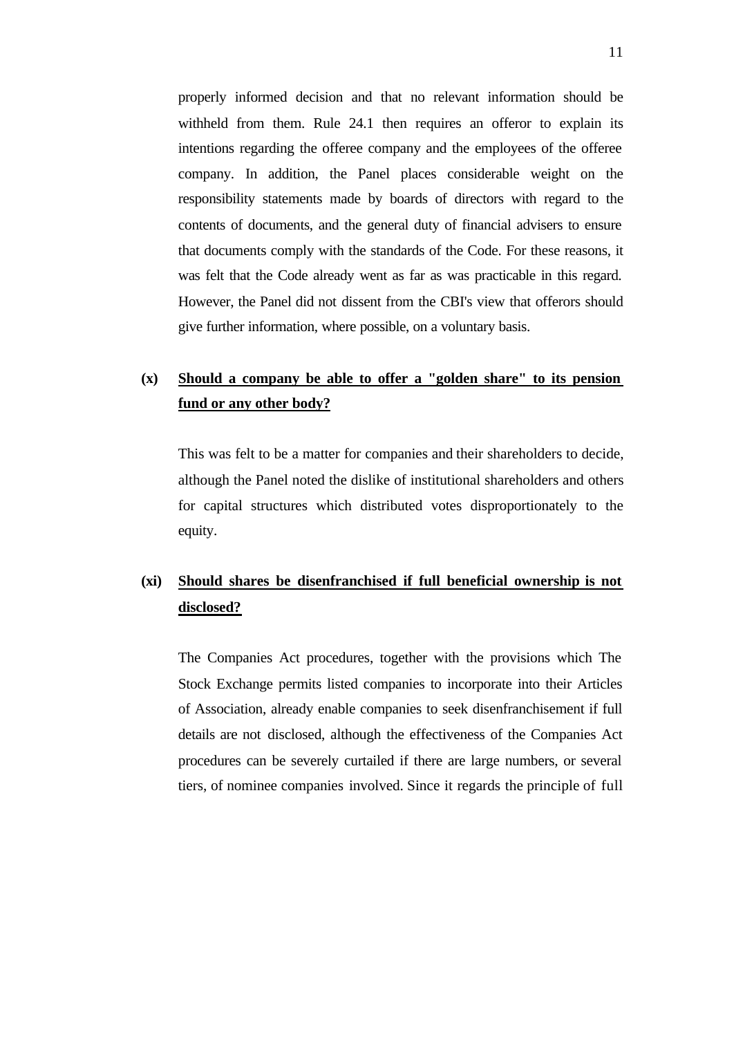properly informed decision and that no relevant information should be withheld from them. Rule 24.1 then requires an offeror to explain its intentions regarding the offeree company and the employees of the offeree company. In addition, the Panel places considerable weight on the responsibility statements made by boards of directors with regard to the contents of documents, and the general duty of financial advisers to ensure that documents comply with the standards of the Code. For these reasons, it was felt that the Code already went as far as was practicable in this regard. However, the Panel did not dissent from the CBI's view that offerors should give further information, where possible, on a voluntary basis.

**(x)** **<u>Should a company be able to offer a "golden share" to its pension fund or any other body?</u>**

This was felt to be a matter for companies and their shareholders to decide, although the Panel noted the dislike of institutional shareholders and others for capital structures which distributed votes disproportionately to the equity.

**(xi)** **<u>Should shares be disenfranchised if full beneficial ownership is not disclosed?</u>**

The Companies Act procedures, together with the provisions which The Stock Exchange permits listed companies to incorporate into their Articles of Association, already enable companies to seek disenfranchisement if full details are not disclosed, although the effectiveness of the Companies Act procedures can be severely curtailed if there are large numbers, or several tiers, of nominee companies involved. Since it regards the principle of full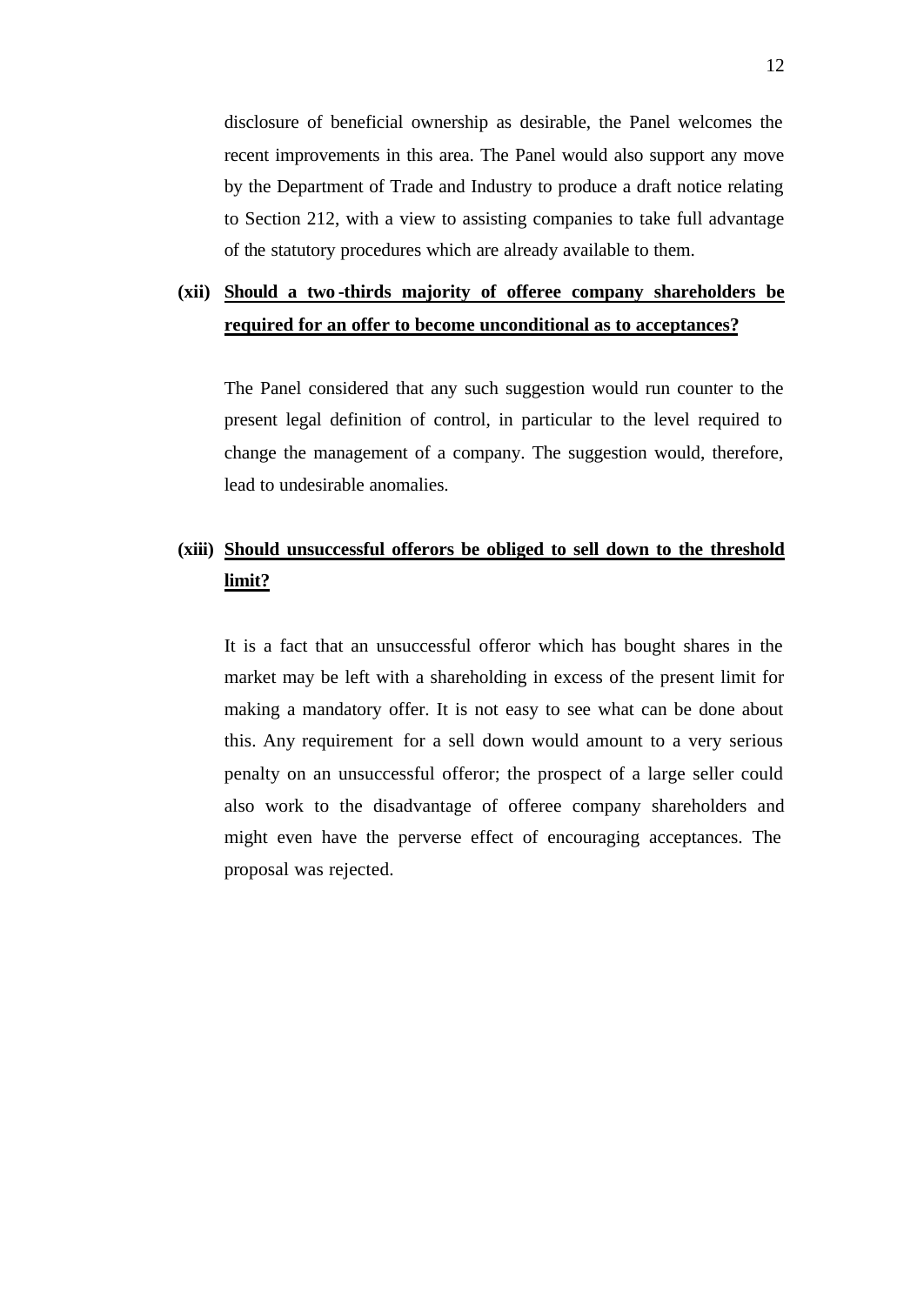disclosure of beneficial ownership as desirable, the Panel welcomes the recent improvements in this area. The Panel would also support any move by the Department of Trade and Industry to produce a draft notice relating to Section 212, with a view to assisting companies to take full advantage of the statutory procedures which are already available to them.

**(xii)** **Should a two-thirds majority of offeree company shareholders be required for an offer to become unconditional as to acceptances?**

The Panel considered that any such suggestion would run counter to the present legal definition of control, in particular to the level required to change the management of a company. The suggestion would, therefore, lead to undesirable anomalies.

**(xiii)** **Should unsuccessful offerors be obliged to sell down to the threshold limit?**

It is a fact that an unsuccessful offeror which has bought shares in the market may be left with a shareholding in excess of the present limit for making a mandatory offer. It is not easy to see what can be done about this. Any requirement for a sell down would amount to a very serious penalty on an unsuccessful offeror; the prospect of a large seller could also work to the disadvantage of offeree company shareholders and might even have the perverse effect of encouraging acceptances. The proposal was rejected.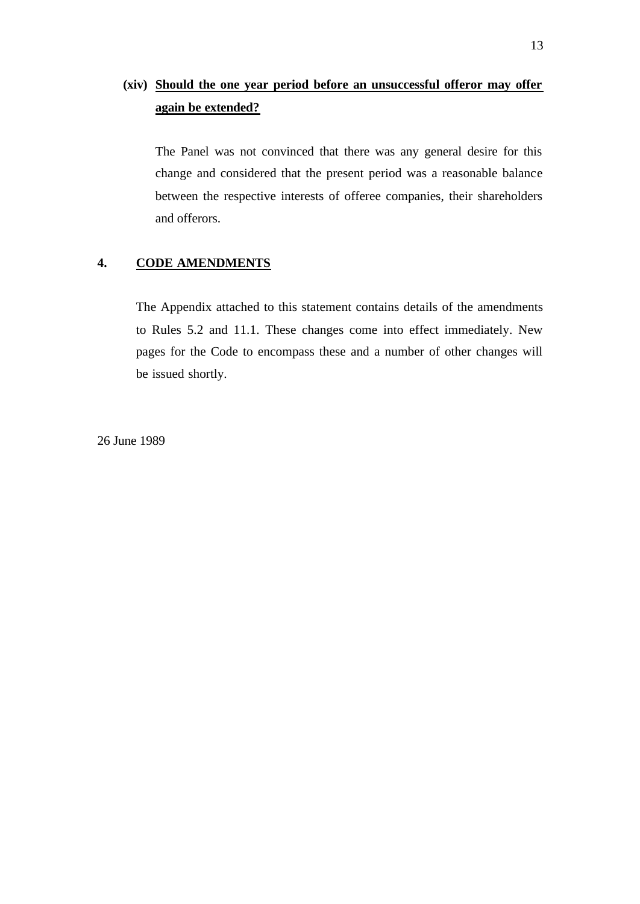**(xiv) Should the one year period before an unsuccessful offeror may offer again be extended?**

The Panel was not convinced that there was any general desire for this change and considered that the present period was a reasonable balance between the respective interests of offeree companies, their shareholders and offerors.

## 4. CODE AMENDMENTS

The Appendix attached to this statement contains details of the amendments to Rules 5.2 and 11.1. These changes come into effect immediately. New pages for the Code to encompass these and a number of other changes will be issued shortly.

26 June 1989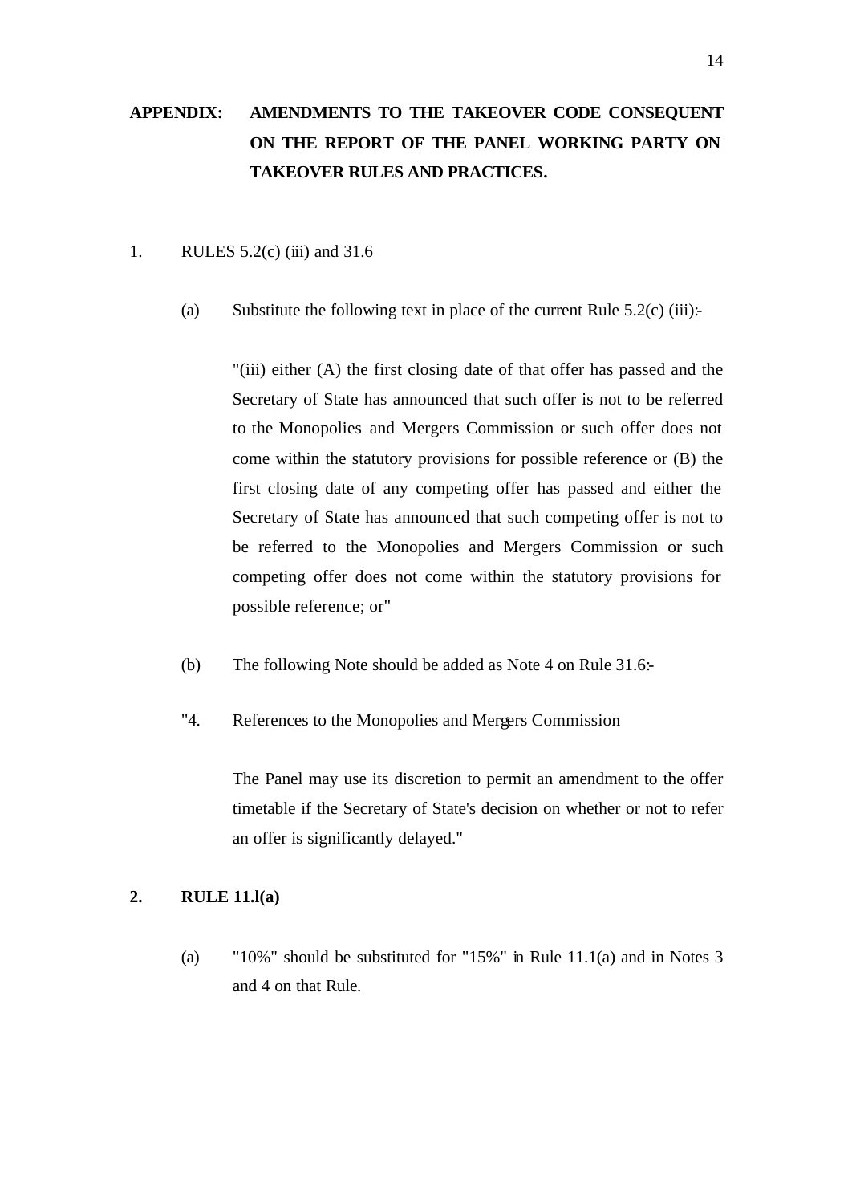**APPENDIX: AMENDMENTS TO THE TAKEOVER CODE CONSEQUENT ON THE REPORT OF THE PANEL WORKING PARTY ON TAKEOVER RULES AND PRACTICES.**

1. RULES 5.2(c) (iii) and 31.6

   (a) Substitute the following text in place of the current Rule 5.2(c) (iii):-

   "(iii) either (A) the first closing date of that offer has passed and the Secretary of State has announced that such offer is not to be referred to the Monopolies and Mergers Commission or such offer does not come within the statutory provisions for possible reference or (B) the first closing date of any competing offer has passed and either the Secretary of State has announced that such competing offer is not to be referred to the Monopolies and Mergers Commission or such competing offer does not come within the statutory provisions for possible reference; or"

   (b) The following Note should be added as Note 4 on Rule 31.6:-

   "4. References to the Monopolies and Mergers Commission

   The Panel may use its discretion to permit an amendment to the offer timetable if the Secretary of State's decision on whether or not to refer an offer is significantly delayed."

**2. RULE 11.l(a)**

   (a) "10%" should be substituted for "15%" in Rule 11.1(a) and in Notes 3 and 4 on that Rule.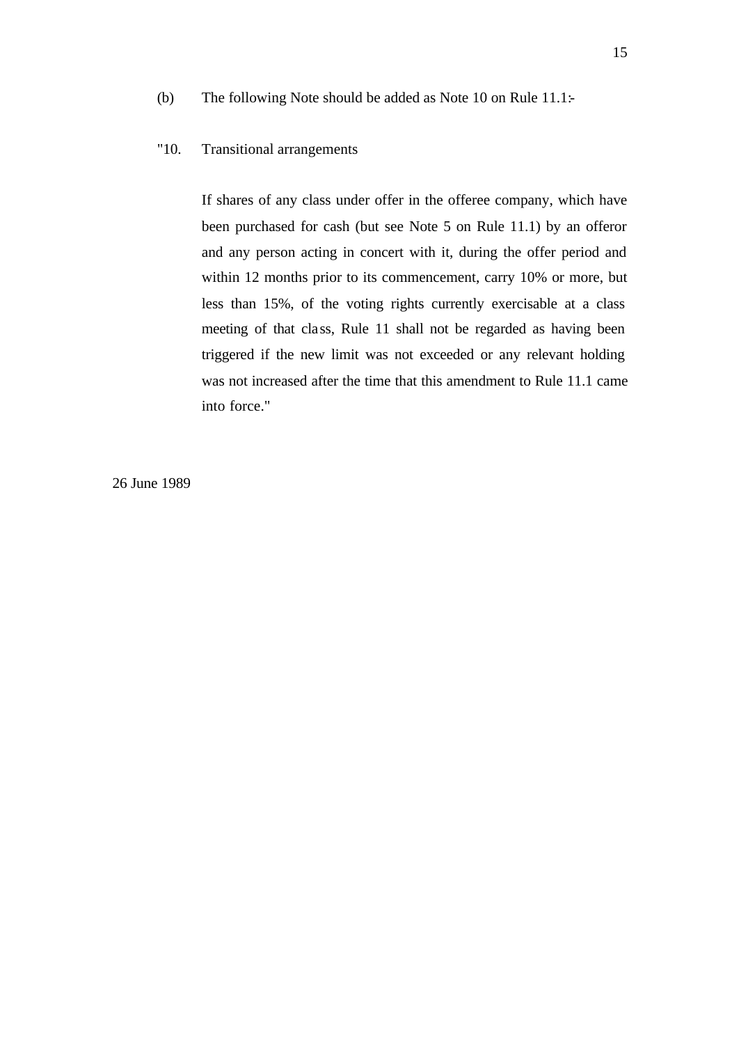(b) The following Note should be added as Note 10 on Rule 11.1:-

"10. Transitional arrangements

If shares of any class under offer in the offeree company, which have been purchased for cash (but see Note 5 on Rule 11.1) by an offeror and any person acting in concert with it, during the offer period and within 12 months prior to its commencement, carry 10% or more, but less than 15%, of the voting rights currently exercisable at a class meeting of that class, Rule 11 shall not be regarded as having been triggered if the new limit was not exceeded or any relevant holding was not increased after the time that this amendment to Rule 11.1 came into force."

26 June 1989